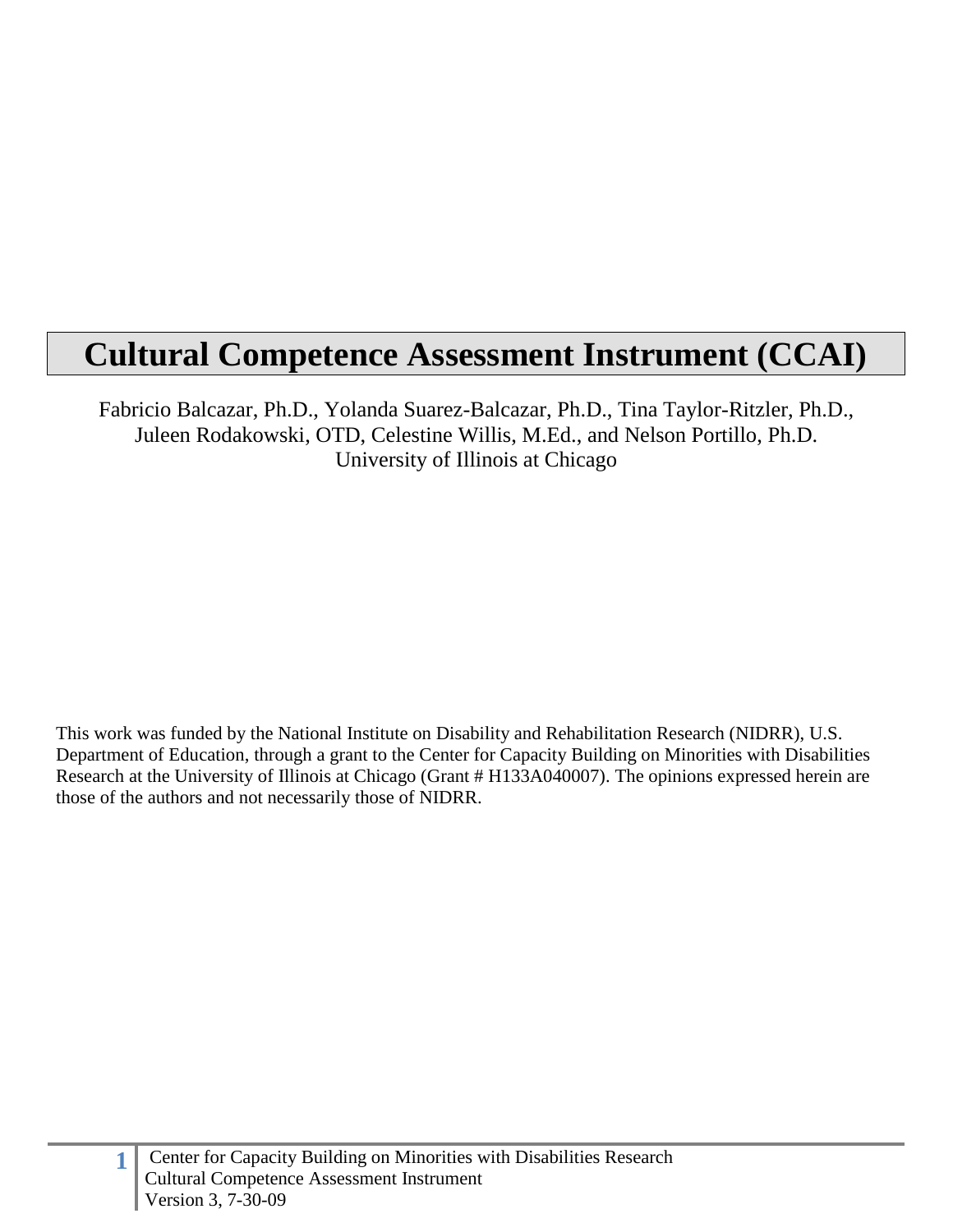# Cultural Competence Assessment Instrument (CCAI)

Fabricio Balcazar, Ph.D., Yolanda Suarez-Balcazar, Ph.D., Tina Taylor-Ritzler, Ph.D., Juleen Rodakowski, OTD, Celestine Willis, M.Ed., and Nelson Portillo, Ph.D.
University of Illinois at Chicago

This work was funded by the National Institute on Disability and Rehabilitation Research (NIDRR), U.S. Department of Education, through a grant to the Center for Capacity Building on Minorities with Disabilities Research at the University of Illinois at Chicago (Grant # H133A040007). The opinions expressed herein are those of the authors and not necessarily those of NIDRR.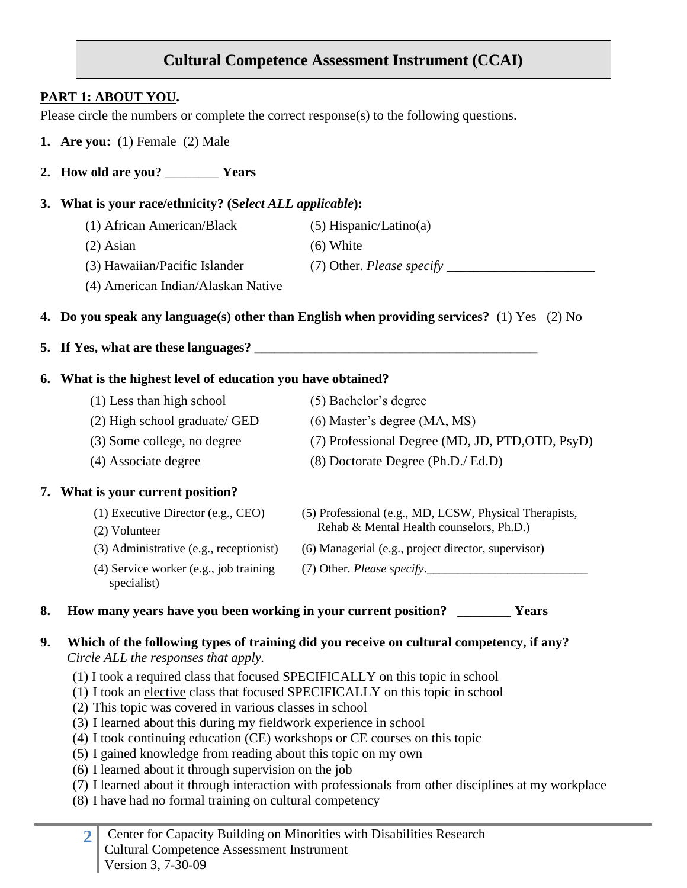## Cultural Competence Assessment Instrument (CCAI)

**PART 1: ABOUT YOU.**

Please circle the numbers or complete the correct response(s) to the following questions.

1. **Are you:** (1) Female (2) Male

2. **How old are you?** ________ **Years**

3. **What is your race/ethnicity? (S*elect ALL applicable*):**

   (1) African American/Black
   (2) Asian
   (3) Hawaiian/Pacific Islander
   (4) American Indian/Alaskan Native
   (5) Hispanic/Latino(a)
   (6) White
   (7) Other. *Please specify* ______________________

4. **Do you speak any language(s) other than English when providing services?** (1) Yes (2) No

5. **If Yes, what are these languages?** ___________________________________________

6. **What is the highest level of education you have obtained?**

   (1) Less than high school
   (2) High school graduate/ GED
   (3) Some college, no degree
   (4) Associate degree
   (5) Bachelor's degree
   (6) Master's degree (MA, MS)
   (7) Professional Degree (MD, JD, PTD,OTD, PsyD)
   (8) Doctorate Degree (Ph.D./ Ed.D)

7. **What is your current position?**

   (1) Executive Director (e.g., CEO)
   (2) Volunteer
   (3) Administrative (e.g., receptionist)
   (4) Service worker (e.g., job training specialist)
   (5) Professional (e.g., MD, LCSW, Physical Therapists, Rehab & Mental Health counselors, Ph.D.)
   (6) Managerial (e.g., project director, supervisor)
   (7) Other. *Please specify*.__________________________

8. **How many years have you been working in your current position?** ________ **Years**

9. **Which of the following types of training did you receive on cultural competency, if any?** *Circle ALL the responses that apply.*

   (1) I took a required class that focused SPECIFICALLY on this topic in school
   (1) I took an elective class that focused SPECIFICALLY on this topic in school
   (2) This topic was covered in various classes in school
   (3) I learned about this during my fieldwork experience in school
   (4) I took continuing education (CE) workshops or CE courses on this topic
   (5) I gained knowledge from reading about this topic on my own
   (6) I learned about it through supervision on the job
   (7) I learned about it through interaction with professionals from other disciplines at my workplace
   (8) I have had no formal training on cultural competency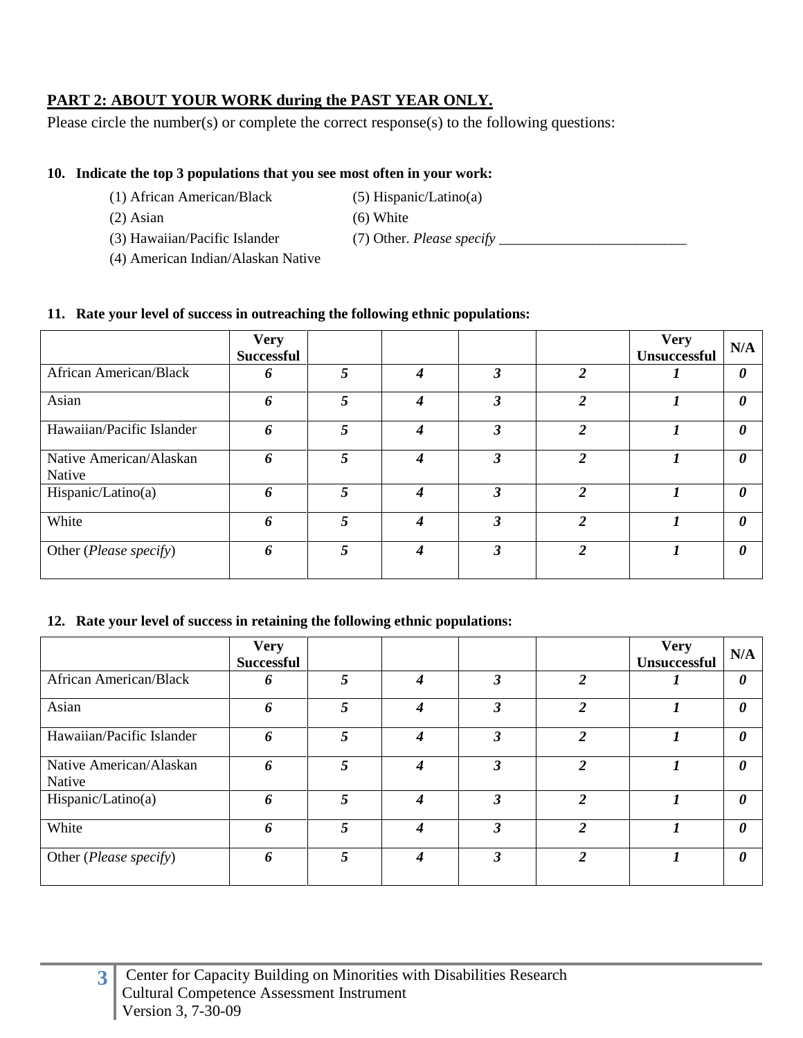## PART 2: ABOUT YOUR WORK during the PAST YEAR ONLY.

Please circle the number(s) or complete the correct response(s) to the following questions:

**10. Indicate the top 3 populations that you see most often in your work:**

(1) African American/Black
(2) Asian
(3) Hawaiian/Pacific Islander
(4) American Indian/Alaskan Native
(5) Hispanic/Latino(a)
(6) White
(7) Other. *Please specify* __________________________

**11. Rate your level of success in outreaching the following ethnic populations:**

| | Very Successful | | | | | Very Unsuccessful | N/A |
|---|---|---|---|---|---|---|---|
| African American/Black | *6* | *5* | *4* | *3* | *2* | *1* | *0* |
| Asian | *6* | *5* | *4* | *3* | *2* | *1* | *0* |
| Hawaiian/Pacific Islander | *6* | *5* | *4* | *3* | *2* | *1* | *0* |
| Native American/Alaskan Native | *6* | *5* | *4* | *3* | *2* | *1* | *0* |
| Hispanic/Latino(a) | *6* | *5* | *4* | *3* | *2* | *1* | *0* |
| White | *6* | *5* | *4* | *3* | *2* | *1* | *0* |
| Other (*Please specify*) | *6* | *5* | *4* | *3* | *2* | *1* | *0* |

**12. Rate your level of success in retaining the following ethnic populations:**

| | Very Successful | | | | | Very Unsuccessful | N/A |
|---|---|---|---|---|---|---|---|
| African American/Black | *6* | *5* | *4* | *3* | *2* | *1* | *0* |
| Asian | *6* | *5* | *4* | *3* | *2* | *1* | *0* |
| Hawaiian/Pacific Islander | *6* | *5* | *4* | *3* | *2* | *1* | *0* |
| Native American/Alaskan Native | *6* | *5* | *4* | *3* | *2* | *1* | *0* |
| Hispanic/Latino(a) | *6* | *5* | *4* | *3* | *2* | *1* | *0* |
| White | *6* | *5* | *4* | *3* | *2* | *1* | *0* |
| Other (*Please specify*) | *6* | *5* | *4* | *3* | *2* | *1* | *0* |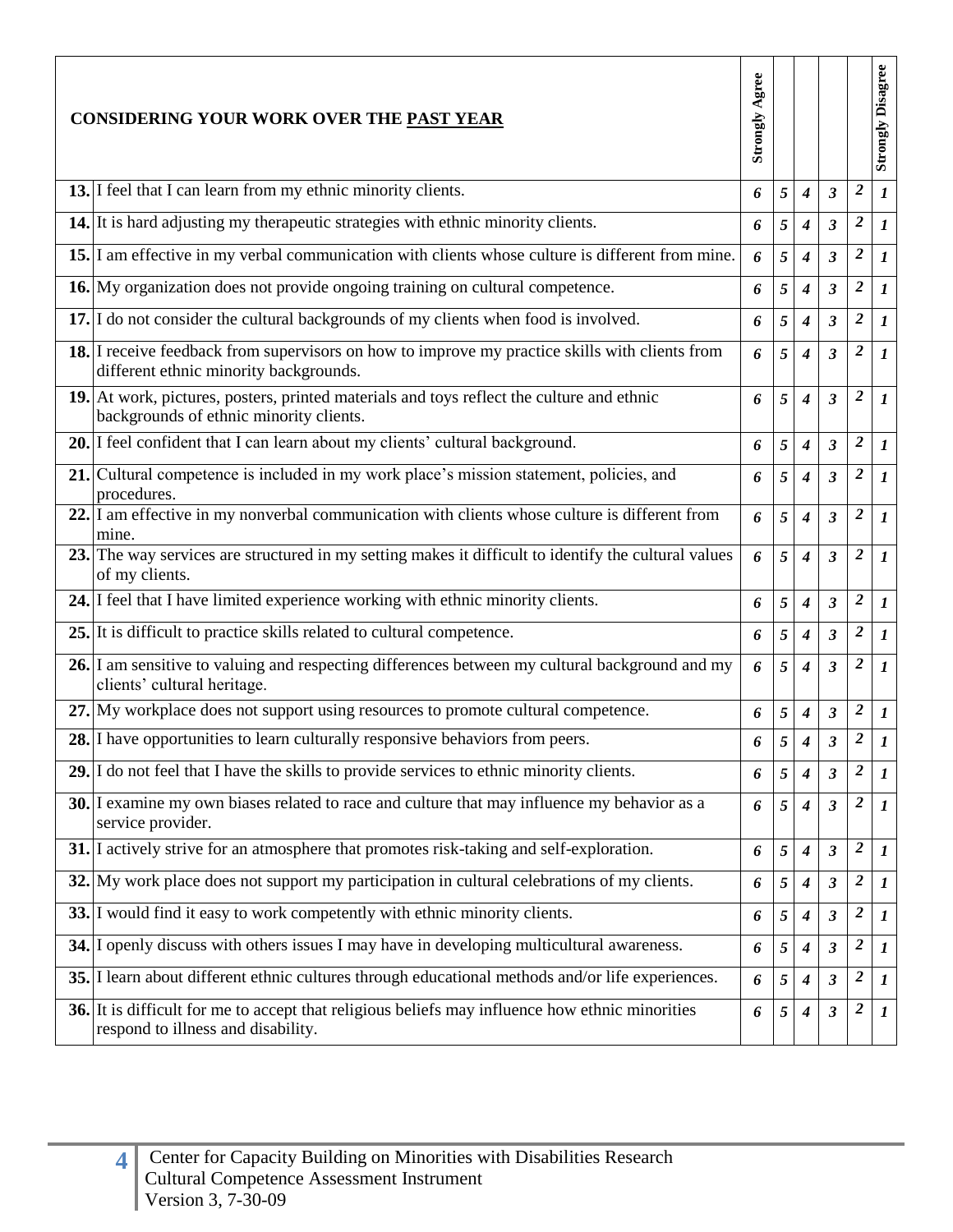| | CONSIDERING YOUR WORK OVER THE <u>PAST YEAR</u> | Strongly Agree | | | | | Strongly Disagree |
|---|---|---|---|---|---|---|---|
| 13. | I feel that I can learn from my ethnic minority clients. | 6 | 5 | 4 | 3 | 2 | 1 |
| 14. | It is hard adjusting my therapeutic strategies with ethnic minority clients. | 6 | 5 | 4 | 3 | 2 | 1 |
| 15. | I am effective in my verbal communication with clients whose culture is different from mine. | 6 | 5 | 4 | 3 | 2 | 1 |
| 16. | My organization does not provide ongoing training on cultural competence. | 6 | 5 | 4 | 3 | 2 | 1 |
| 17. | I do not consider the cultural backgrounds of my clients when food is involved. | 6 | 5 | 4 | 3 | 2 | 1 |
| 18. | I receive feedback from supervisors on how to improve my practice skills with clients from different ethnic minority backgrounds. | 6 | 5 | 4 | 3 | 2 | 1 |
| 19. | At work, pictures, posters, printed materials and toys reflect the culture and ethnic backgrounds of ethnic minority clients. | 6 | 5 | 4 | 3 | 2 | 1 |
| 20. | I feel confident that I can learn about my clients' cultural background. | 6 | 5 | 4 | 3 | 2 | 1 |
| 21. | Cultural competence is included in my work place's mission statement, policies, and procedures. | 6 | 5 | 4 | 3 | 2 | 1 |
| 22. | I am effective in my nonverbal communication with clients whose culture is different from mine. | 6 | 5 | 4 | 3 | 2 | 1 |
| 23. | The way services are structured in my setting makes it difficult to identify the cultural values of my clients. | 6 | 5 | 4 | 3 | 2 | 1 |
| 24. | I feel that I have limited experience working with ethnic minority clients. | 6 | 5 | 4 | 3 | 2 | 1 |
| 25. | It is difficult to practice skills related to cultural competence. | 6 | 5 | 4 | 3 | 2 | 1 |
| 26. | I am sensitive to valuing and respecting differences between my cultural background and my clients' cultural heritage. | 6 | 5 | 4 | 3 | 2 | 1 |
| 27. | My workplace does not support using resources to promote cultural competence. | 6 | 5 | 4 | 3 | 2 | 1 |
| 28. | I have opportunities to learn culturally responsive behaviors from peers. | 6 | 5 | 4 | 3 | 2 | 1 |
| 29. | I do not feel that I have the skills to provide services to ethnic minority clients. | 6 | 5 | 4 | 3 | 2 | 1 |
| 30. | I examine my own biases related to race and culture that may influence my behavior as a service provider. | 6 | 5 | 4 | 3 | 2 | 1 |
| 31. | I actively strive for an atmosphere that promotes risk-taking and self-exploration. | 6 | 5 | 4 | 3 | 2 | 1 |
| 32. | My work place does not support my participation in cultural celebrations of my clients. | 6 | 5 | 4 | 3 | 2 | 1 |
| 33. | I would find it easy to work competently with ethnic minority clients. | 6 | 5 | 4 | 3 | 2 | 1 |
| 34. | I openly discuss with others issues I may have in developing multicultural awareness. | 6 | 5 | 4 | 3 | 2 | 1 |
| 35. | I learn about different ethnic cultures through educational methods and/or life experiences. | 6 | 5 | 4 | 3 | 2 | 1 |
| 36. | It is difficult for me to accept that religious beliefs may influence how ethnic minorities respond to illness and disability. | 6 | 5 | 4 | 3 | 2 | 1 |